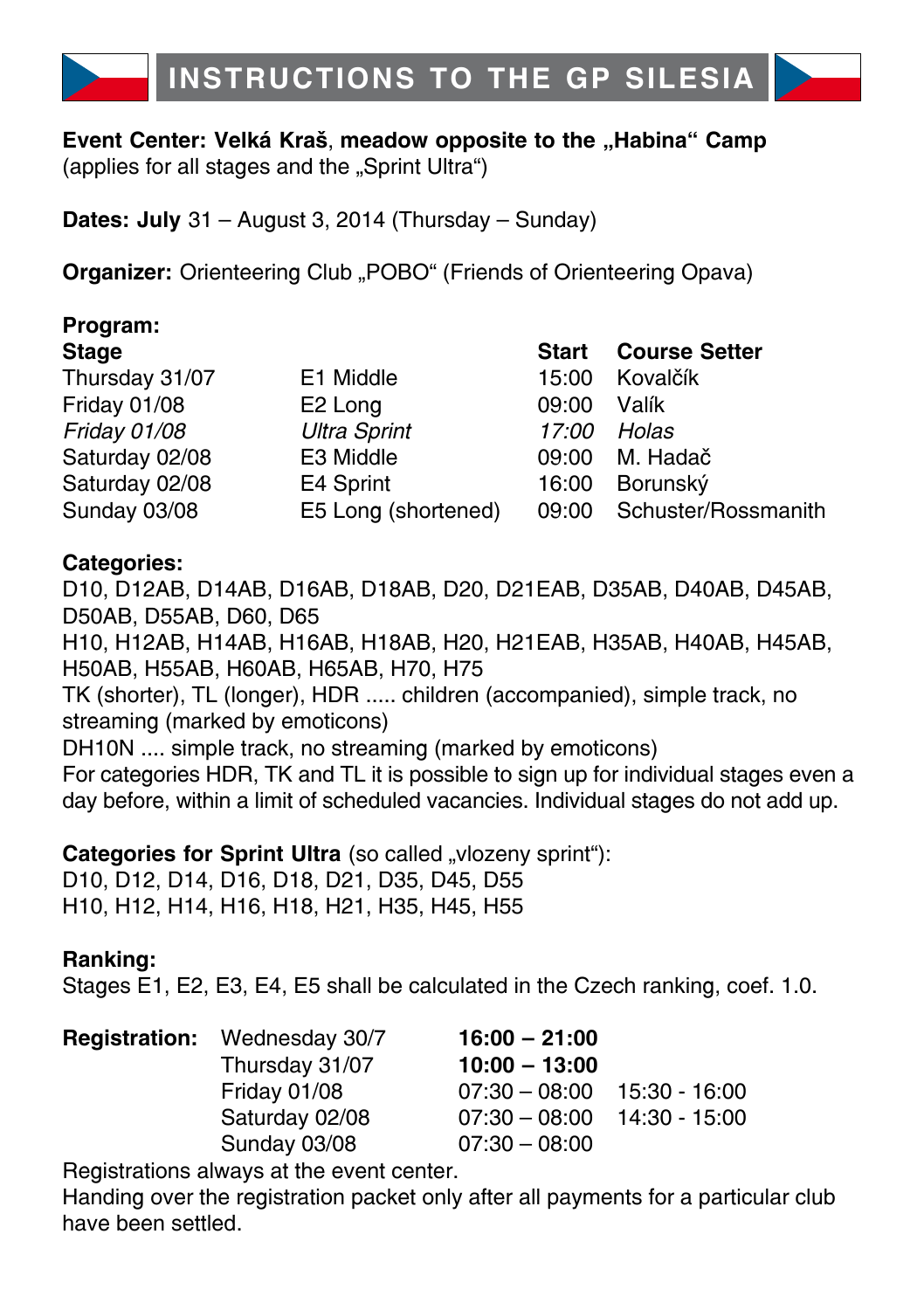# INSTRUCTIONS TO THE GP SILESIA

**Event Center: Velká Kraš**, **meadow opposite to the „Habina" Camp**
(applies for all stages and the „Sprint Ultra")

**Dates: July** 31 – August 3, 2014 (Thursday – Sunday)

**Organizer:** Orienteering Club „POBO" (Friends of Orienteering Opava)

**Program:**

| **Stage** | | **Start** | **Course Setter** |
|---|---|---|---|
| Thursday 31/07 | E1 Middle | 15:00 | Kovalčík |
| Friday 01/08 | E2 Long | 09:00 | Valík |
| *Friday 01/08* | *Ultra Sprint* | *17:00* | *Holas* |
| Saturday 02/08 | E3 Middle | 09:00 | M. Hadač |
| Saturday 02/08 | E4 Sprint | 16:00 | Borunský |
| Sunday 03/08 | E5 Long (shortened) | 09:00 | Schuster/Rossmanith |

**Categories:**

D10, D12AB, D14AB, D16AB, D18AB, D20, D21EAB, D35AB, D40AB, D45AB, D50AB, D55AB, D60, D65
H10, H12AB, H14AB, H16AB, H18AB, H20, H21EAB, H35AB, H40AB, H45AB, H50AB, H55AB, H60AB, H65AB, H70, H75
TK (shorter), TL (longer), HDR ..... children (accompanied), simple track, no streaming (marked by emoticons)
DH10N .... simple track, no streaming (marked by emoticons)
For categories HDR, TK and TL it is possible to sign up for individual stages even a day before, within a limit of scheduled vacancies. Individual stages do not add up.

**Categories for Sprint Ultra** (so called „vlozeny sprint"):
D10, D12, D14, D16, D18, D21, D35, D45, D55
H10, H12, H14, H16, H18, H21, H35, H45, H55

**Ranking:**
Stages E1, E2, E3, E4, E5 shall be calculated in the Czech ranking, coef. 1.0.

| **Registration:** | | | |
|---|---|---|---|
| | Wednesday 30/7 | **16:00 – 21:00** | |
| | Thursday 31/07 | **10:00 – 13:00** | |
| | Friday 01/08 | 07:30 – 08:00 | 15:30 - 16:00 |
| | Saturday 02/08 | 07:30 – 08:00 | 14:30 - 15:00 |
| | Sunday 03/08 | 07:30 – 08:00 | |

Registrations always at the event center.
Handing over the registration packet only after all payments for a particular club have been settled.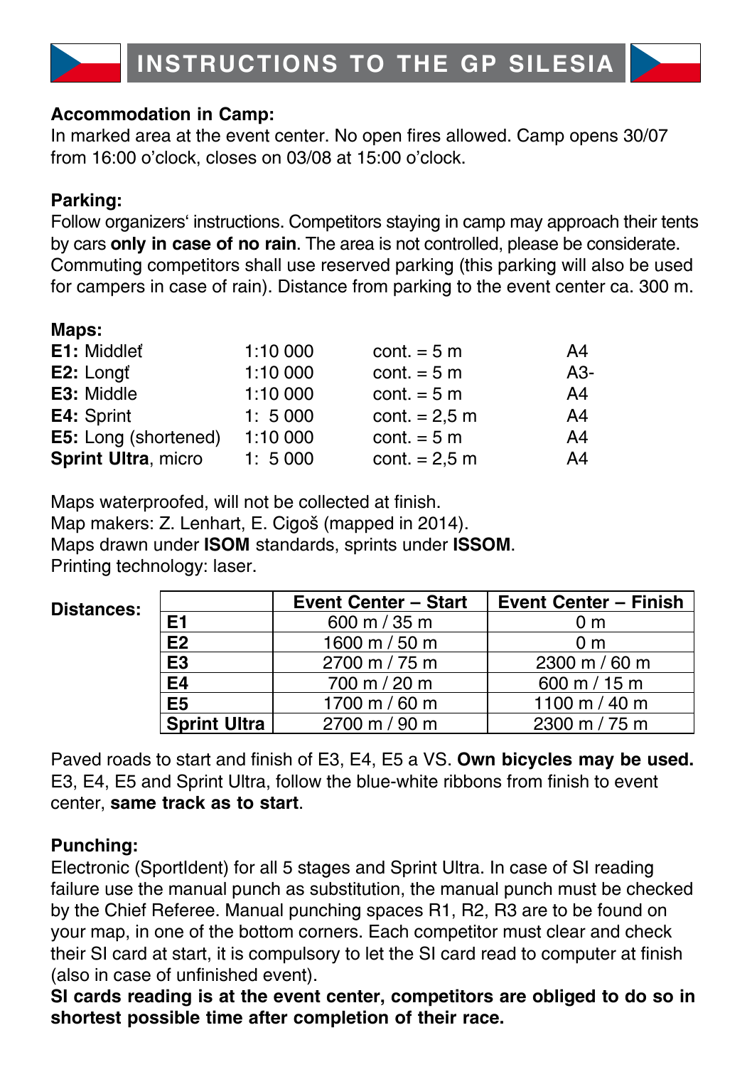# INSTRUCTIONS TO THE GP SILESIA

**Accommodation in Camp:**
In marked area at the event center. No open fires allowed. Camp opens 30/07 from 16:00 o'clock, closes on 03/08 at 15:00 o'clock.

**Parking:**
Follow organizers' instructions. Competitors staying in camp may approach their tents by cars **only in case of no rain**. The area is not controlled, please be considerate. Commuting competitors shall use reserved parking (this parking will also be used for campers in case of rain). Distance from parking to the event center ca. 300 m.

**Maps:**

| | | | |
|---|---|---|---|
| **E1:** Middleť | 1:10 000 | cont. = 5 m | A4 |
| **E2:** Longť | 1:10 000 | cont. = 5 m | A3- |
| **E3:** Middle | 1:10 000 | cont. = 5 m | A4 |
| **E4:** Sprint | 1: 5 000 | cont. = 2,5 m | A4 |
| **E5:** Long (shortened) | 1:10 000 | cont. = 5 m | A4 |
| **Sprint Ultra**, micro | 1: 5 000 | cont. = 2,5 m | A4 |

Maps waterproofed, will not be collected at finish.
Map makers: Z. Lenhart, E. Cigoš (mapped in 2014).
Maps drawn under **ISOM** standards, sprints under **ISSOM**.
Printing technology: laser.

**Distances:**

| | Event Center – Start | Event Center – Finish |
|---|---|---|
| **E1** | 600 m / 35 m | 0 m |
| **E2** | 1600 m / 50 m | 0 m |
| **E3** | 2700 m / 75 m | 2300 m / 60 m |
| **E4** | 700 m / 20 m | 600 m / 15 m |
| **E5** | 1700 m / 60 m | 1100 m / 40 m |
| **Sprint Ultra** | 2700 m / 90 m | 2300 m / 75 m |

Paved roads to start and finish of E3, E4, E5 a VS. **Own bicycles may be used.** E3, E4, E5 and Sprint Ultra, follow the blue-white ribbons from finish to event center, **same track as to start**.

**Punching:**
Electronic (SportIdent) for all 5 stages and Sprint Ultra. In case of SI reading failure use the manual punch as substitution, the manual punch must be checked by the Chief Referee. Manual punching spaces R1, R2, R3 are to be found on your map, in one of the bottom corners. Each competitor must clear and check their SI card at start, it is compulsory to let the SI card read to computer at finish (also in case of unfinished event).
**SI cards reading is at the event center, competitors are obliged to do so in shortest possible time after completion of their race.**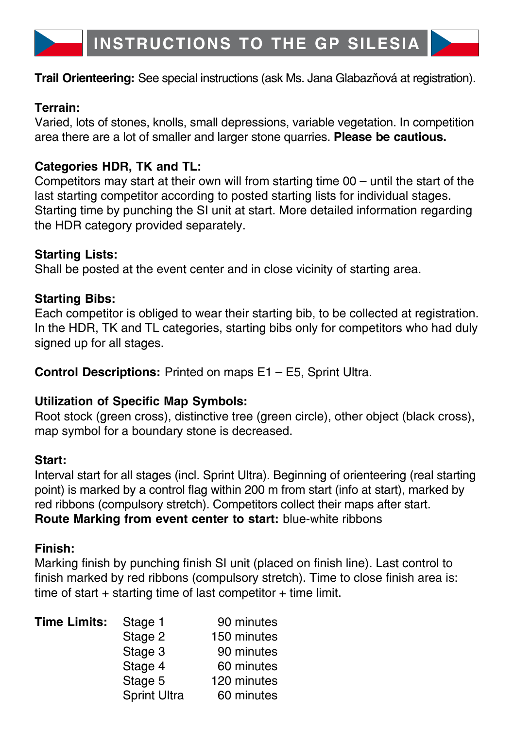# INSTRUCTIONS TO THE GP SILESIA

**Trail Orienteering:** See special instructions (ask Ms. Jana Glabazňová at registration).

**Terrain:**
Varied, lots of stones, knolls, small depressions, variable vegetation. In competition area there are a lot of smaller and larger stone quarries. **Please be cautious.**

**Categories HDR, TK and TL:**
Competitors may start at their own will from starting time 00 – until the start of the last starting competitor according to posted starting lists for individual stages. Starting time by punching the SI unit at start. More detailed information regarding the HDR category provided separately.

**Starting Lists:**
Shall be posted at the event center and in close vicinity of starting area.

**Starting Bibs:**
Each competitor is obliged to wear their starting bib, to be collected at registration. In the HDR, TK and TL categories, starting bibs only for competitors who had duly signed up for all stages.

**Control Descriptions:** Printed on maps E1 – E5, Sprint Ultra.

**Utilization of Specific Map Symbols:**
Root stock (green cross), distinctive tree (green circle), other object (black cross), map symbol for a boundary stone is decreased.

**Start:**
Interval start for all stages (incl. Sprint Ultra). Beginning of orienteering (real starting point) is marked by a control flag within 200 m from start (info at start), marked by red ribbons (compulsory stretch). Competitors collect their maps after start.
**Route Marking from event center to start:** blue-white ribbons

**Finish:**
Marking finish by punching finish SI unit (placed on finish line). Last control to finish marked by red ribbons (compulsory stretch). Time to close finish area is: time of start + starting time of last competitor + time limit.

| **Time Limits:** | | |
|---|---|---|
| | Stage 1 | 90 minutes |
| | Stage 2 | 150 minutes |
| | Stage 3 | 90 minutes |
| | Stage 4 | 60 minutes |
| | Stage 5 | 120 minutes |
| | Sprint Ultra | 60 minutes |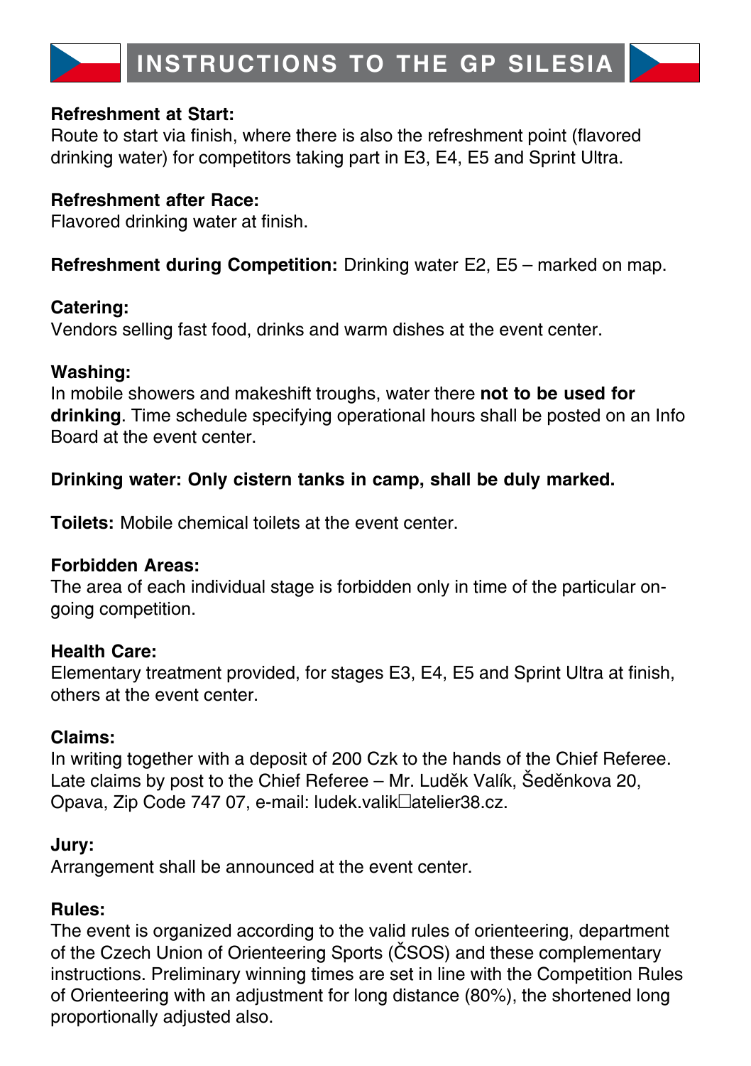# INSTRUCTIONS TO THE GP SILESIA

**Refreshment at Start:**
Route to start via finish, where there is also the refreshment point (flavored drinking water) for competitors taking part in E3, E4, E5 and Sprint Ultra.

**Refreshment after Race:**
Flavored drinking water at finish.

**Refreshment during Competition:** Drinking water E2, E5 – marked on map.

**Catering:**
Vendors selling fast food, drinks and warm dishes at the event center.

**Washing:**
In mobile showers and makeshift troughs, water there **not to be used for drinking**. Time schedule specifying operational hours shall be posted on an Info Board at the event center.

**Drinking water: Only cistern tanks in camp, shall be duly marked.**

**Toilets:** Mobile chemical toilets at the event center.

**Forbidden Areas:**
The area of each individual stage is forbidden only in time of the particular on-going competition.

**Health Care:**
Elementary treatment provided, for stages E3, E4, E5 and Sprint Ultra at finish, others at the event center.

**Claims:**
In writing together with a deposit of 200 Czk to the hands of the Chief Referee. Late claims by post to the Chief Referee – Mr. Luděk Valík, Šeděnkova 20, Opava, Zip Code 747 07, e-mail: ludek.valik□atelier38.cz.

**Jury:**
Arrangement shall be announced at the event center.

**Rules:**
The event is organized according to the valid rules of orienteering, department of the Czech Union of Orienteering Sports (ČSOS) and these complementary instructions. Preliminary winning times are set in line with the Competition Rules of Orienteering with an adjustment for long distance (80%), the shortened long proportionally adjusted also.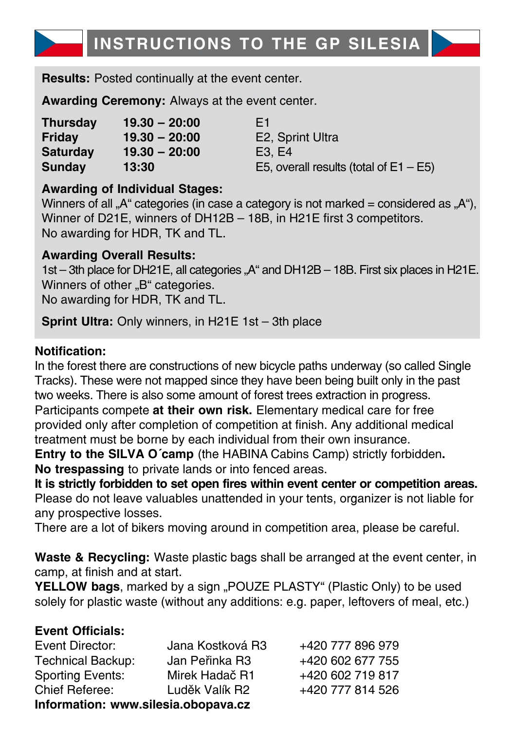# INSTRUCTIONS TO THE GP SILESIA

**Results:** Posted continually at the event center.

**Awarding Ceremony:** Always at the event center.

| | | |
|---|---|---|
| **Thursday** | **19.30 – 20:00** | E1 |
| **Friday** | **19.30 – 20:00** | E2, Sprint Ultra |
| **Saturday** | **19.30 – 20:00** | E3, E4 |
| **Sunday** | **13:30** | E5, overall results (total of E1 – E5) |

**Awarding of Individual Stages:**
Winners of all „A" categories (in case a category is not marked = considered as „A"), Winner of D21E, winners of DH12B – 18B, in H21E first 3 competitors.
No awarding for HDR, TK and TL.

**Awarding Overall Results:**
1st – 3th place for DH21E, all categories „A" and DH12B – 18B. First six places in H21E.
Winners of other „B" categories.
No awarding for HDR, TK and TL.

**Sprint Ultra:** Only winners, in H21E 1st – 3th place

**Notification:**
In the forest there are constructions of new bicycle paths underway (so called Single Tracks). These were not mapped since they have been being built only in the past two weeks. There is also some amount of forest trees extraction in progress.
Participants compete **at their own risk.** Elementary medical care for free provided only after completion of competition at finish. Any additional medical treatment must be borne by each individual from their own insurance.
**Entry to the SILVA O´camp** (the HABINA Cabins Camp) strictly forbidden**.**
**No trespassing** to private lands or into fenced areas.
**It is strictly forbidden to set open fires within event center or competition areas.**
Please do not leave valuables unattended in your tents, organizer is not liable for any prospective losses.
There are a lot of bikers moving around in competition area, please be careful.

**Waste & Recycling:** Waste plastic bags shall be arranged at the event center, in camp, at finish and at start.
**YELLOW bags**, marked by a sign „POUZE PLASTY" (Plastic Only) to be used solely for plastic waste (without any additions: e.g. paper, leftovers of meal, etc.)

**Event Officials:**

| | | |
|---|---|---|
| Event Director: | Jana Kostková R3 | +420 777 896 979 |
| Technical Backup: | Jan Peřinka R3 | +420 602 677 755 |
| Sporting Events: | Mirek Hadač R1 | +420 602 719 817 |
| Chief Referee: | Luděk Valík R2 | +420 777 814 526 |

**Information: www.silesia.obopava.cz**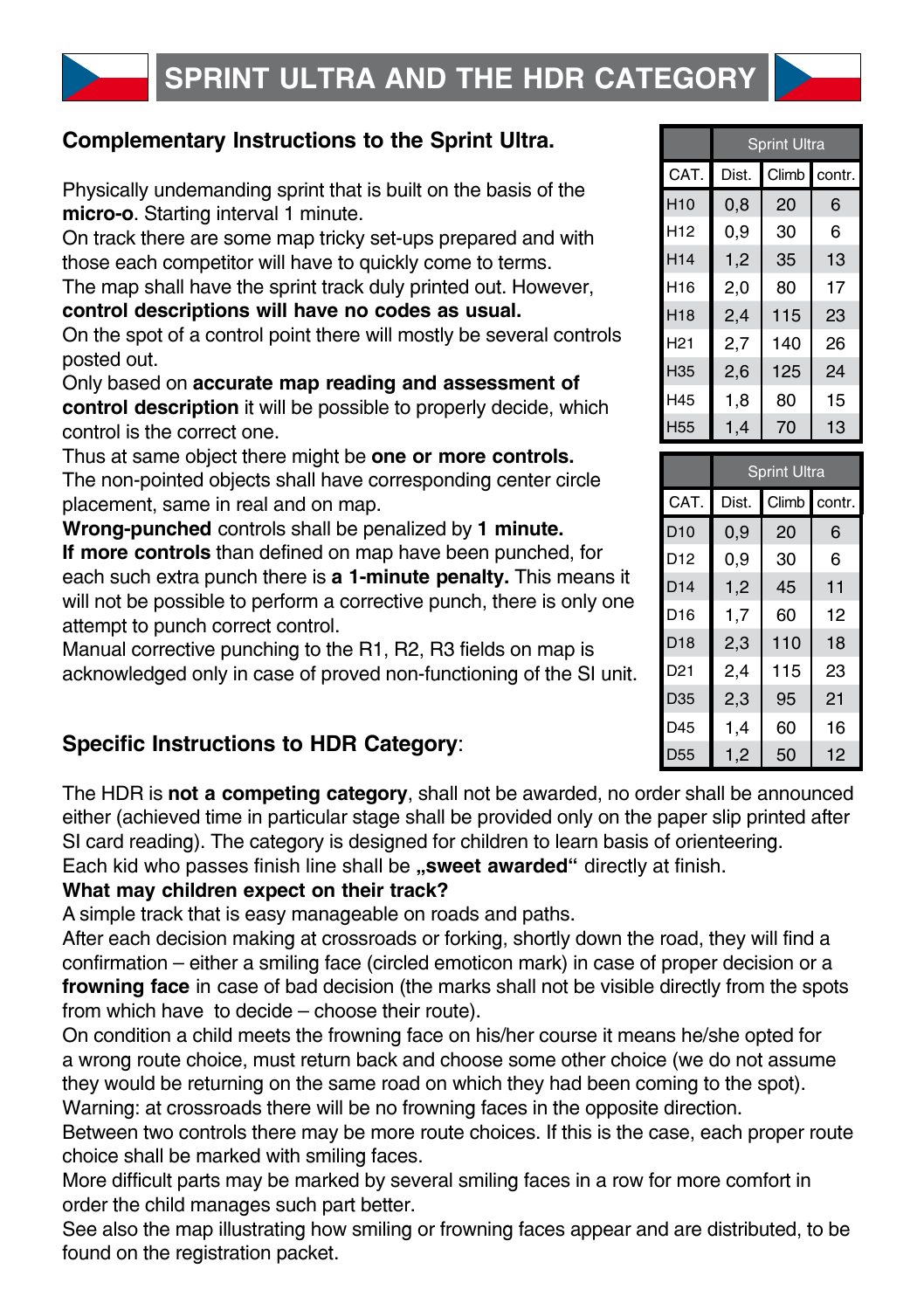# SPRINT ULTRA AND THE HDR CATEGORY

## Complementary Instructions to the Sprint Ultra.

Physically undemanding sprint that is built on the basis of the **micro-o**. Starting interval 1 minute.
On track there are some map tricky set-ups prepared and with those each competitor will have to quickly come to terms.
The map shall have the sprint track duly printed out. However, **control descriptions will have no codes as usual.**
On the spot of a control point there will mostly be several controls posted out.
Only based on **accurate map reading and assessment of control description** it will be possible to properly decide, which control is the correct one.
Thus at same object there might be **one or more controls.**
The non-pointed objects shall have corresponding center circle placement, same in real and on map.
**Wrong-punched** controls shall be penalized by **1 minute.**
**If more controls** than defined on map have been punched, for each such extra punch there is **a 1-minute penalty.** This means it will not be possible to perform a corrective punch, there is only one attempt to punch correct control.
Manual corrective punching to the R1, R2, R3 fields on map is acknowledged only in case of proved non-functioning of the SI unit.

| | Sprint Ultra | | |
|---|---|---|---|
| CAT. | Dist. | Climb | contr. |
| H10 | 0,8 | 20 | 6 |
| H12 | 0,9 | 30 | 6 |
| H14 | 1,2 | 35 | 13 |
| H16 | 2,0 | 80 | 17 |
| H18 | 2,4 | 115 | 23 |
| H21 | 2,7 | 140 | 26 |
| H35 | 2,6 | 125 | 24 |
| H45 | 1,8 | 80 | 15 |
| H55 | 1,4 | 70 | 13 |

| | Sprint Ultra | | |
|---|---|---|---|
| CAT. | Dist. | Climb | contr. |
| D10 | 0,9 | 20 | 6 |
| D12 | 0,9 | 30 | 6 |
| D14 | 1,2 | 45 | 11 |
| D16 | 1,7 | 60 | 12 |
| D18 | 2,3 | 110 | 18 |
| D21 | 2,4 | 115 | 23 |
| D35 | 2,3 | 95 | 21 |
| D45 | 1,4 | 60 | 16 |
| D55 | 1,2 | 50 | 12 |

## Specific Instructions to HDR Category:

The HDR is **not a competing category**, shall not be awarded, no order shall be announced either (achieved time in particular stage shall be provided only on the paper slip printed after SI card reading). The category is designed for children to learn basis of orienteering.
Each kid who passes finish line shall be **„sweet awarded"** directly at finish.

**What may children expect on their track?**

A simple track that is easy manageable on roads and paths.
After each decision making at crossroads or forking, shortly down the road, they will find a confirmation – either a smiling face (circled emoticon mark) in case of proper decision or a **frowning face** in case of bad decision (the marks shall not be visible directly from the spots from which have to decide – choose their route).
On condition a child meets the frowning face on his/her course it means he/she opted for a wrong route choice, must return back and choose some other choice (we do not assume they would be returning on the same road on which they had been coming to the spot).
Warning: at crossroads there will be no frowning faces in the opposite direction.
Between two controls there may be more route choices. If this is the case, each proper route choice shall be marked with smiling faces.
More difficult parts may be marked by several smiling faces in a row for more comfort in order the child manages such part better.
See also the map illustrating how smiling or frowning faces appear and are distributed, to be found on the registration packet.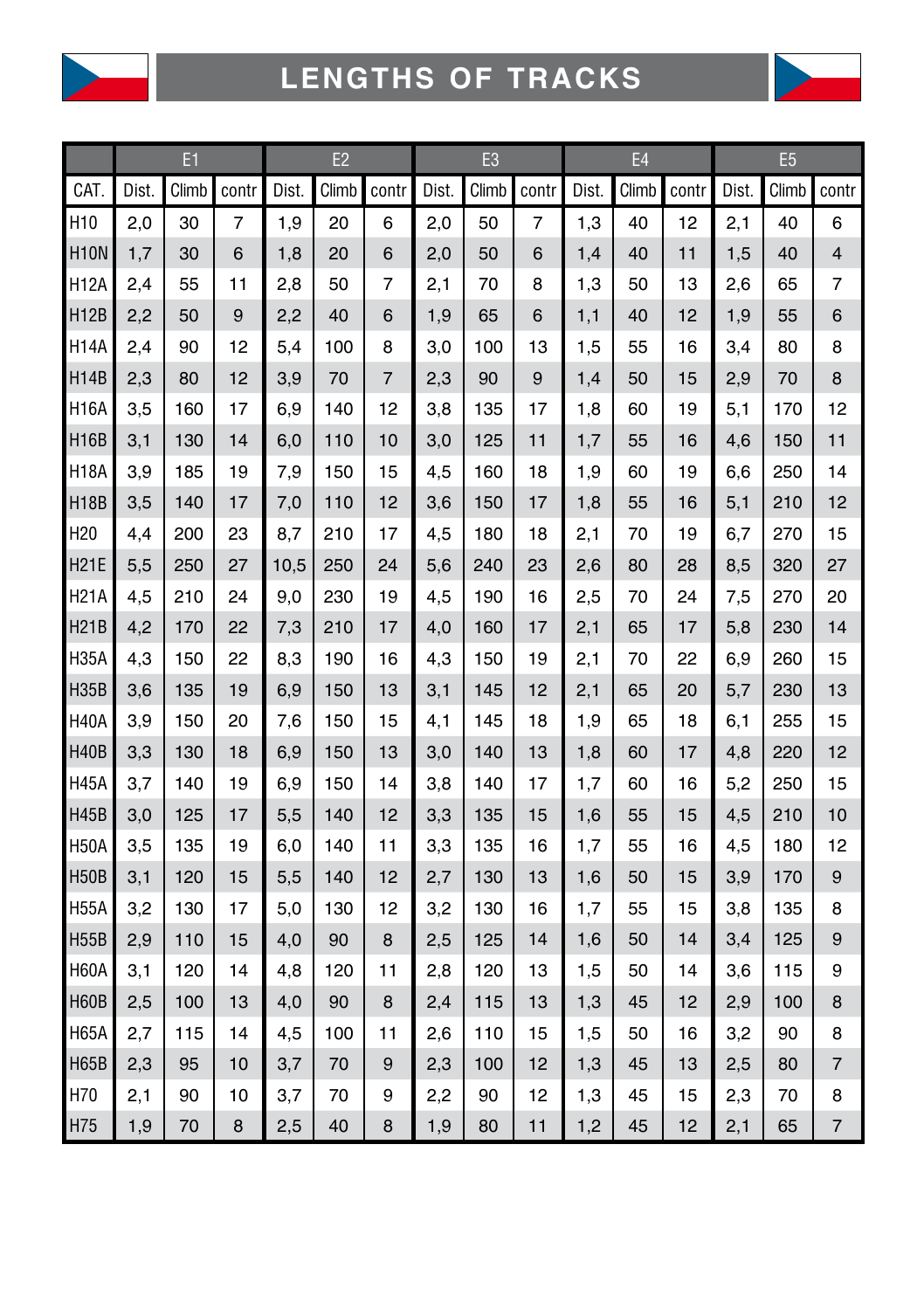# LENGTHS OF TRACKS

| | E1 | | | E2 | | | E3 | | | E4 | | | E5 | | |
|---|---|---|---|---|---|---|---|---|---|---|---|---|---|---|---|
| CAT. | Dist. | Climb | contr | Dist. | Climb | contr | Dist. | Climb | contr | Dist. | Climb | contr | Dist. | Climb | contr |
| H10 | 2,0 | 30 | 7 | 1,9 | 20 | 6 | 2,0 | 50 | 7 | 1,3 | 40 | 12 | 2,1 | 40 | 6 |
| H10N | 1,7 | 30 | 6 | 1,8 | 20 | 6 | 2,0 | 50 | 6 | 1,4 | 40 | 11 | 1,5 | 40 | 4 |
| H12A | 2,4 | 55 | 11 | 2,8 | 50 | 7 | 2,1 | 70 | 8 | 1,3 | 50 | 13 | 2,6 | 65 | 7 |
| H12B | 2,2 | 50 | 9 | 2,2 | 40 | 6 | 1,9 | 65 | 6 | 1,1 | 40 | 12 | 1,9 | 55 | 6 |
| H14A | 2,4 | 90 | 12 | 5,4 | 100 | 8 | 3,0 | 100 | 13 | 1,5 | 55 | 16 | 3,4 | 80 | 8 |
| H14B | 2,3 | 80 | 12 | 3,9 | 70 | 7 | 2,3 | 90 | 9 | 1,4 | 50 | 15 | 2,9 | 70 | 8 |
| H16A | 3,5 | 160 | 17 | 6,9 | 140 | 12 | 3,8 | 135 | 17 | 1,8 | 60 | 19 | 5,1 | 170 | 12 |
| H16B | 3,1 | 130 | 14 | 6,0 | 110 | 10 | 3,0 | 125 | 11 | 1,7 | 55 | 16 | 4,6 | 150 | 11 |
| H18A | 3,9 | 185 | 19 | 7,9 | 150 | 15 | 4,5 | 160 | 18 | 1,9 | 60 | 19 | 6,6 | 250 | 14 |
| H18B | 3,5 | 140 | 17 | 7,0 | 110 | 12 | 3,6 | 150 | 17 | 1,8 | 55 | 16 | 5,1 | 210 | 12 |
| H20 | 4,4 | 200 | 23 | 8,7 | 210 | 17 | 4,5 | 180 | 18 | 2,1 | 70 | 19 | 6,7 | 270 | 15 |
| H21E | 5,5 | 250 | 27 | 10,5 | 250 | 24 | 5,6 | 240 | 23 | 2,6 | 80 | 28 | 8,5 | 320 | 27 |
| H21A | 4,5 | 210 | 24 | 9,0 | 230 | 19 | 4,5 | 190 | 16 | 2,5 | 70 | 24 | 7,5 | 270 | 20 |
| H21B | 4,2 | 170 | 22 | 7,3 | 210 | 17 | 4,0 | 160 | 17 | 2,1 | 65 | 17 | 5,8 | 230 | 14 |
| H35A | 4,3 | 150 | 22 | 8,3 | 190 | 16 | 4,3 | 150 | 19 | 2,1 | 70 | 22 | 6,9 | 260 | 15 |
| H35B | 3,6 | 135 | 19 | 6,9 | 150 | 13 | 3,1 | 145 | 12 | 2,1 | 65 | 20 | 5,7 | 230 | 13 |
| H40A | 3,9 | 150 | 20 | 7,6 | 150 | 15 | 4,1 | 145 | 18 | 1,9 | 65 | 18 | 6,1 | 255 | 15 |
| H40B | 3,3 | 130 | 18 | 6,9 | 150 | 13 | 3,0 | 140 | 13 | 1,8 | 60 | 17 | 4,8 | 220 | 12 |
| H45A | 3,7 | 140 | 19 | 6,9 | 150 | 14 | 3,8 | 140 | 17 | 1,7 | 60 | 16 | 5,2 | 250 | 15 |
| H45B | 3,0 | 125 | 17 | 5,5 | 140 | 12 | 3,3 | 135 | 15 | 1,6 | 55 | 15 | 4,5 | 210 | 10 |
| H50A | 3,5 | 135 | 19 | 6,0 | 140 | 11 | 3,3 | 135 | 16 | 1,7 | 55 | 16 | 4,5 | 180 | 12 |
| H50B | 3,1 | 120 | 15 | 5,5 | 140 | 12 | 2,7 | 130 | 13 | 1,6 | 50 | 15 | 3,9 | 170 | 9 |
| H55A | 3,2 | 130 | 17 | 5,0 | 130 | 12 | 3,2 | 130 | 16 | 1,7 | 55 | 15 | 3,8 | 135 | 8 |
| H55B | 2,9 | 110 | 15 | 4,0 | 90 | 8 | 2,5 | 125 | 14 | 1,6 | 50 | 14 | 3,4 | 125 | 9 |
| H60A | 3,1 | 120 | 14 | 4,8 | 120 | 11 | 2,8 | 120 | 13 | 1,5 | 50 | 14 | 3,6 | 115 | 9 |
| H60B | 2,5 | 100 | 13 | 4,0 | 90 | 8 | 2,4 | 115 | 13 | 1,3 | 45 | 12 | 2,9 | 100 | 8 |
| H65A | 2,7 | 115 | 14 | 4,5 | 100 | 11 | 2,6 | 110 | 15 | 1,5 | 50 | 16 | 3,2 | 90 | 8 |
| H65B | 2,3 | 95 | 10 | 3,7 | 70 | 9 | 2,3 | 100 | 12 | 1,3 | 45 | 13 | 2,5 | 80 | 7 |
| H70 | 2,1 | 90 | 10 | 3,7 | 70 | 9 | 2,2 | 90 | 12 | 1,3 | 45 | 15 | 2,3 | 70 | 8 |
| H75 | 1,9 | 70 | 8 | 2,5 | 40 | 8 | 1,9 | 80 | 11 | 1,2 | 45 | 12 | 2,1 | 65 | 7 |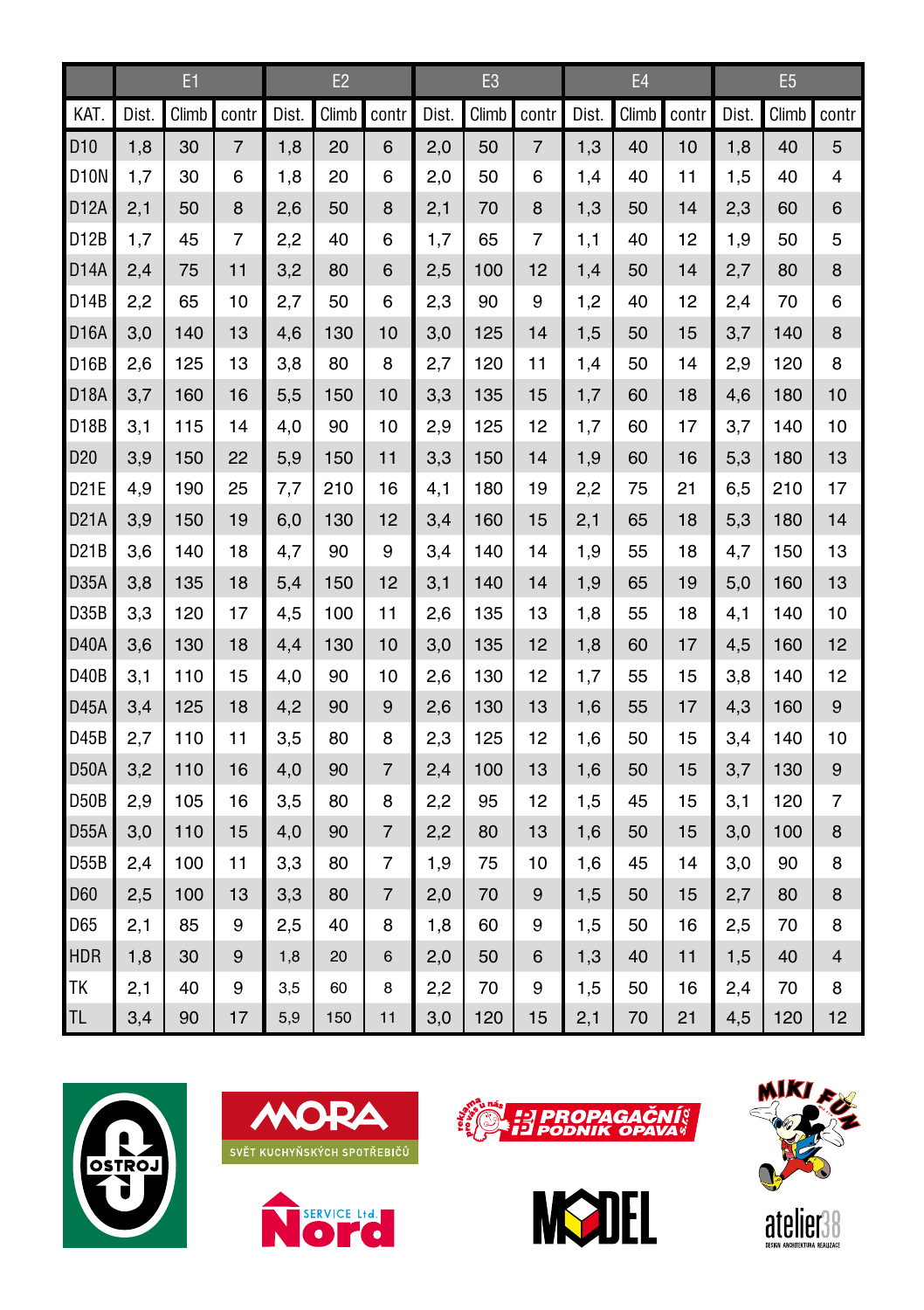| | E1 | | | E2 | | | E3 | | | E4 | | | E5 | | |
|---|---|---|---|---|---|---|---|---|---|---|---|---|---|---|---|
| KAT. | Dist. | Climb | contr | Dist. | Climb | contr | Dist. | Climb | contr | Dist. | Climb | contr | Dist. | Climb | contr |
| D10 | 1,8 | 30 | 7 | 1,8 | 20 | 6 | 2,0 | 50 | 7 | 1,3 | 40 | 10 | 1,8 | 40 | 5 |
| D10N | 1,7 | 30 | 6 | 1,8 | 20 | 6 | 2,0 | 50 | 6 | 1,4 | 40 | 11 | 1,5 | 40 | 4 |
| D12A | 2,1 | 50 | 8 | 2,6 | 50 | 8 | 2,1 | 70 | 8 | 1,3 | 50 | 14 | 2,3 | 60 | 6 |
| D12B | 1,7 | 45 | 7 | 2,2 | 40 | 6 | 1,7 | 65 | 7 | 1,1 | 40 | 12 | 1,9 | 50 | 5 |
| D14A | 2,4 | 75 | 11 | 3,2 | 80 | 6 | 2,5 | 100 | 12 | 1,4 | 50 | 14 | 2,7 | 80 | 8 |
| D14B | 2,2 | 65 | 10 | 2,7 | 50 | 6 | 2,3 | 90 | 9 | 1,2 | 40 | 12 | 2,4 | 70 | 6 |
| D16A | 3,0 | 140 | 13 | 4,6 | 130 | 10 | 3,0 | 125 | 14 | 1,5 | 50 | 15 | 3,7 | 140 | 8 |
| D16B | 2,6 | 125 | 13 | 3,8 | 80 | 8 | 2,7 | 120 | 11 | 1,4 | 50 | 14 | 2,9 | 120 | 8 |
| D18A | 3,7 | 160 | 16 | 5,5 | 150 | 10 | 3,3 | 135 | 15 | 1,7 | 60 | 18 | 4,6 | 180 | 10 |
| D18B | 3,1 | 115 | 14 | 4,0 | 90 | 10 | 2,9 | 125 | 12 | 1,7 | 60 | 17 | 3,7 | 140 | 10 |
| D20 | 3,9 | 150 | 22 | 5,9 | 150 | 11 | 3,3 | 150 | 14 | 1,9 | 60 | 16 | 5,3 | 180 | 13 |
| D21E | 4,9 | 190 | 25 | 7,7 | 210 | 16 | 4,1 | 180 | 19 | 2,2 | 75 | 21 | 6,5 | 210 | 17 |
| D21A | 3,9 | 150 | 19 | 6,0 | 130 | 12 | 3,4 | 160 | 15 | 2,1 | 65 | 18 | 5,3 | 180 | 14 |
| D21B | 3,6 | 140 | 18 | 4,7 | 90 | 9 | 3,4 | 140 | 14 | 1,9 | 55 | 18 | 4,7 | 150 | 13 |
| D35A | 3,8 | 135 | 18 | 5,4 | 150 | 12 | 3,1 | 140 | 14 | 1,9 | 65 | 19 | 5,0 | 160 | 13 |
| D35B | 3,3 | 120 | 17 | 4,5 | 100 | 11 | 2,6 | 135 | 13 | 1,8 | 55 | 18 | 4,1 | 140 | 10 |
| D40A | 3,6 | 130 | 18 | 4,4 | 130 | 10 | 3,0 | 135 | 12 | 1,8 | 60 | 17 | 4,5 | 160 | 12 |
| D40B | 3,1 | 110 | 15 | 4,0 | 90 | 10 | 2,6 | 130 | 12 | 1,7 | 55 | 15 | 3,8 | 140 | 12 |
| D45A | 3,4 | 125 | 18 | 4,2 | 90 | 9 | 2,6 | 130 | 13 | 1,6 | 55 | 17 | 4,3 | 160 | 9 |
| D45B | 2,7 | 110 | 11 | 3,5 | 80 | 8 | 2,3 | 125 | 12 | 1,6 | 50 | 15 | 3,4 | 140 | 10 |
| D50A | 3,2 | 110 | 16 | 4,0 | 90 | 7 | 2,4 | 100 | 13 | 1,6 | 50 | 15 | 3,7 | 130 | 9 |
| D50B | 2,9 | 105 | 16 | 3,5 | 80 | 8 | 2,2 | 95 | 12 | 1,5 | 45 | 15 | 3,1 | 120 | 7 |
| D55A | 3,0 | 110 | 15 | 4,0 | 90 | 7 | 2,2 | 80 | 13 | 1,6 | 50 | 15 | 3,0 | 100 | 8 |
| D55B | 2,4 | 100 | 11 | 3,3 | 80 | 7 | 1,9 | 75 | 10 | 1,6 | 45 | 14 | 3,0 | 90 | 8 |
| D60 | 2,5 | 100 | 13 | 3,3 | 80 | 7 | 2,0 | 70 | 9 | 1,5 | 50 | 15 | 2,7 | 80 | 8 |
| D65 | 2,1 | 85 | 9 | 2,5 | 40 | 8 | 1,8 | 60 | 9 | 1,5 | 50 | 16 | 2,5 | 70 | 8 |
| HDR | 1,8 | 30 | 9 | 1,8 | 20 | 6 | 2,0 | 50 | 6 | 1,3 | 40 | 11 | 1,5 | 40 | 4 |
| TK | 2,1 | 40 | 9 | 3,5 | 60 | 8 | 2,2 | 70 | 9 | 1,5 | 50 | 16 | 2,4 | 70 | 8 |
| TL | 3,4 | 90 | 17 | 5,9 | 150 | 11 | 3,0 | 120 | 15 | 2,1 | 70 | 21 | 4,5 | 120 | 12 |

OSTROJ

MORA
SVĚT KUCHYŇSKÝCH SPOTŘEBIČŮ

reklama pro vás u nás
PROPAGAČNÍ PODNIK OPAVA s.r.o.

MIKI FUN

SERVICE Ltd. Nord

MODEL

atelier38
DESIGN ARCHITEKTURA REALIZACE